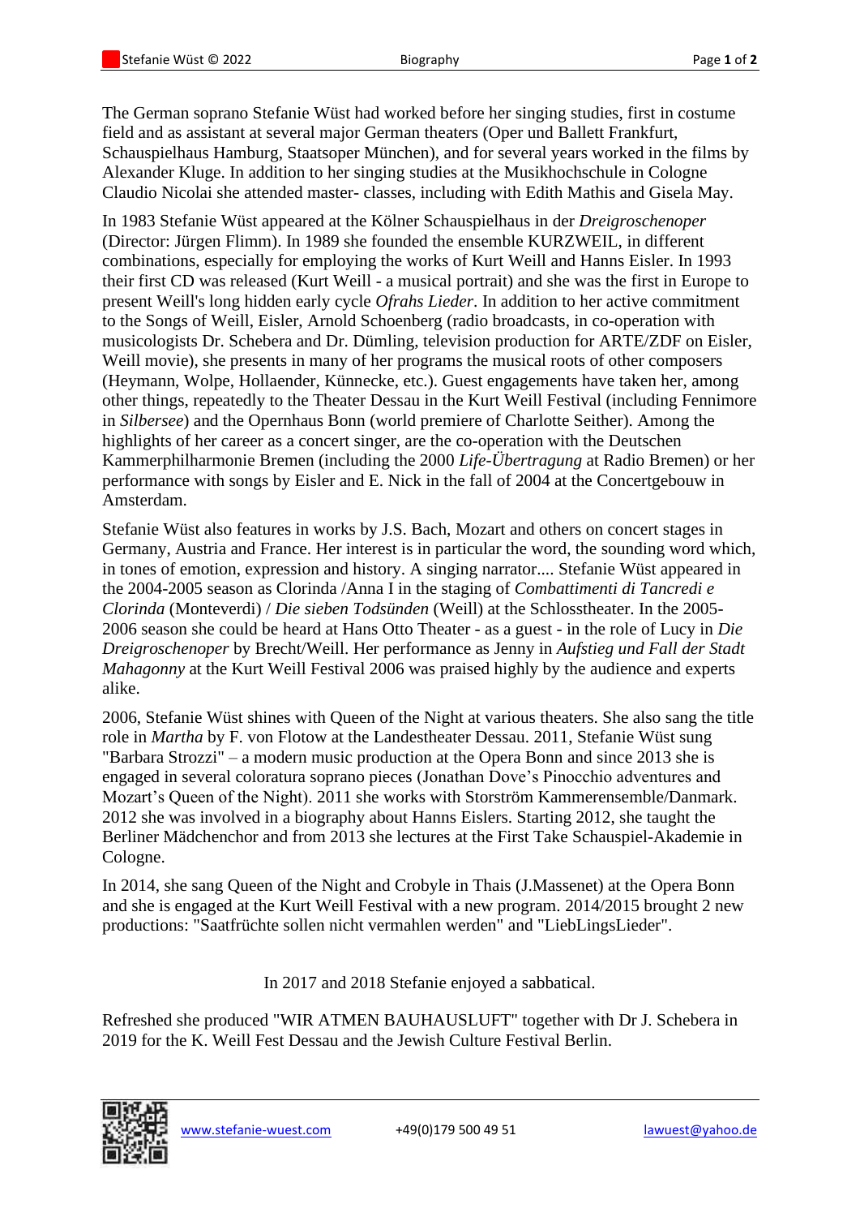The German soprano Stefanie Wüst had worked before her singing studies, first in costume field and as assistant at several major German theaters (Oper und Ballett Frankfurt, Schauspielhaus Hamburg, Staatsoper München), and for several years worked in the films by Alexander Kluge. In addition to her singing studies at the Musikhochschule in Cologne Claudio Nicolai she attended master- classes, including with Edith Mathis and Gisela May.

In 1983 Stefanie Wüst appeared at the Kölner Schauspielhaus in der *Dreigroschenoper* (Director: Jürgen Flimm). In 1989 she founded the ensemble KURZWEIL, in different combinations, especially for employing the works of Kurt Weill and Hanns Eisler. In 1993 their first CD was released (Kurt Weill - a musical portrait) and she was the first in Europe to present Weill's long hidden early cycle *Ofrahs Lieder*. In addition to her active commitment to the Songs of Weill, Eisler, Arnold Schoenberg (radio broadcasts, in co-operation with musicologists Dr. Schebera and Dr. Dümling, television production for ARTE/ZDF on Eisler, Weill movie), she presents in many of her programs the musical roots of other composers (Heymann, Wolpe, Hollaender, Künnecke, etc.). Guest engagements have taken her, among other things, repeatedly to the Theater Dessau in the Kurt Weill Festival (including Fennimore in *Silbersee*) and the Opernhaus Bonn (world premiere of Charlotte Seither). Among the highlights of her career as a concert singer, are the co-operation with the Deutschen Kammerphilharmonie Bremen (including the 2000 *Life-Übertragung* at Radio Bremen) or her performance with songs by Eisler and E. Nick in the fall of 2004 at the Concertgebouw in Amsterdam.

Stefanie Wüst also features in works by J.S. Bach, Mozart and others on concert stages in Germany, Austria and France. Her interest is in particular the word, the sounding word which, in tones of emotion, expression and history. A singing narrator.... Stefanie Wüst appeared in the 2004-2005 season as Clorinda /Anna I in the staging of *Combattimenti di Tancredi e Clorinda* (Monteverdi) / *Die sieben Todsünden* (Weill) at the Schlosstheater. In the 2005-2006 season she could be heard at Hans Otto Theater - as a guest - in the role of Lucy in *Die Dreigroschenoper* by Brecht/Weill. Her performance as Jenny in *Aufstieg und Fall der Stadt Mahagonny* at the Kurt Weill Festival 2006 was praised highly by the audience and experts alike.

2006, Stefanie Wüst shines with Queen of the Night at various theaters. She also sang the title role in *Martha* by F. von Flotow at the Landestheater Dessau. 2011, Stefanie Wüst sung "Barbara Strozzi" – a modern music production at the Opera Bonn and since 2013 she is engaged in several coloratura soprano pieces (Jonathan Dove's Pinocchio adventures and Mozart's Queen of the Night). 2011 she works with Storström Kammerensemble/Danmark. 2012 she was involved in a biography about Hanns Eislers. Starting 2012, she taught the Berliner Mädchenchor and from 2013 she lectures at the First Take Schauspiel-Akademie in Cologne.

In 2014, she sang Queen of the Night and Crobyle in Thais (J.Massenet) at the Opera Bonn and she is engaged at the Kurt Weill Festival with a new program. 2014/2015 brought 2 new productions: "Saatfrüchte sollen nicht vermahlen werden" and "LiebLingsLieder".

In 2017 and 2018 Stefanie enjoyed a sabbatical.

Refreshed she produced "WIR ATMEN BAUHAUSLUFT" together with Dr J. Schebera in 2019 for the K. Weill Fest Dessau and the Jewish Culture Festival Berlin.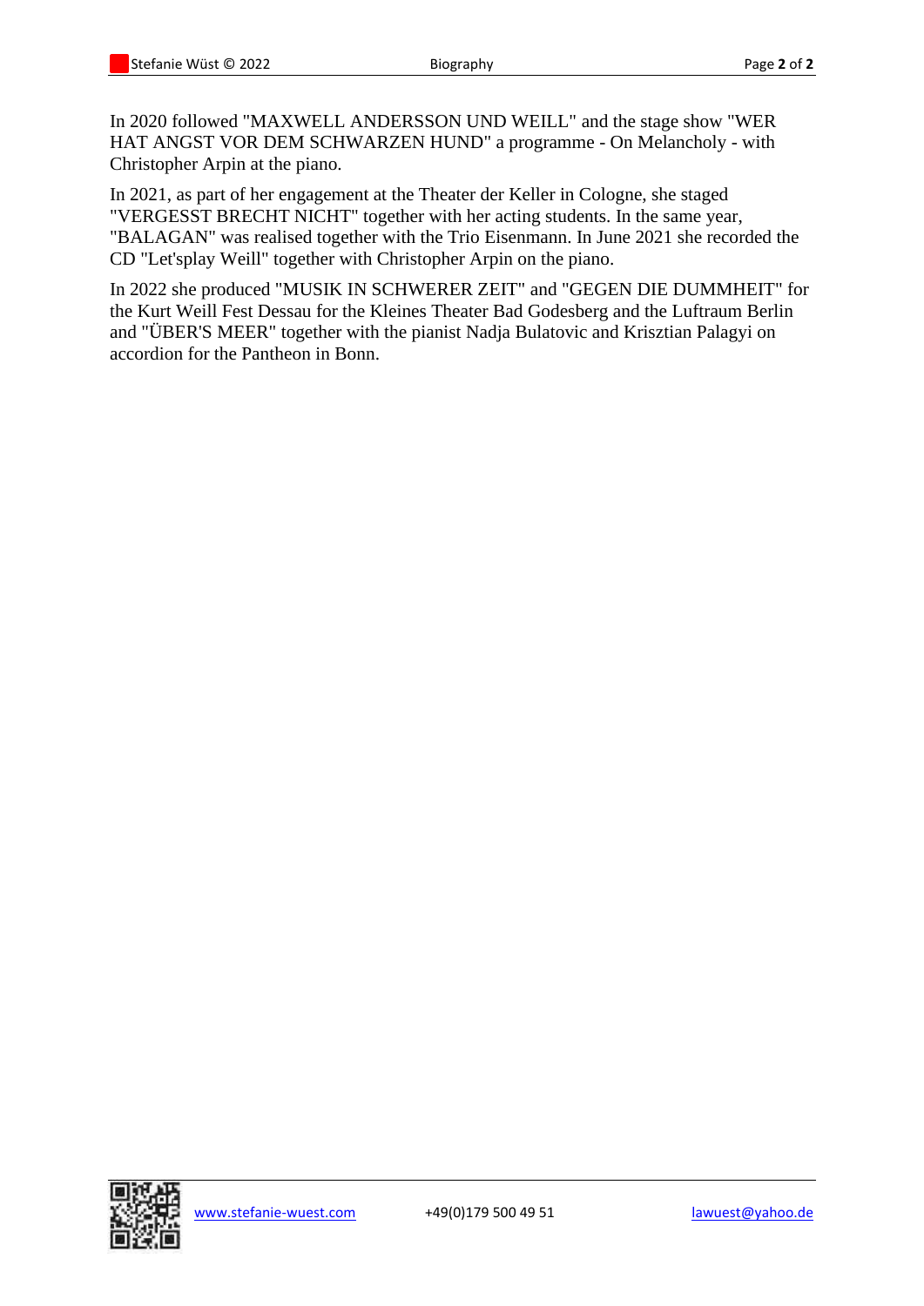In 2020 followed "MAXWELL ANDERSSON UND WEILL" and the stage show "WER HAT ANGST VOR DEM SCHWARZEN HUND" a programme - On Melancholy - with Christopher Arpin at the piano.

In 2021, as part of her engagement at the Theater der Keller in Cologne, she staged "VERGESST BRECHT NICHT" together with her acting students. In the same year, "BALAGAN" was realised together with the Trio Eisenmann. In June 2021 she recorded the CD "Let'splay Weill" together with Christopher Arpin on the piano.

In 2022 she produced "MUSIK IN SCHWERER ZEIT" and "GEGEN DIE DUMMHEIT" for the Kurt Weill Fest Dessau for the Kleines Theater Bad Godesberg and the Luftraum Berlin and "ÜBER'S MEER" together with the pianist Nadja Bulatovic and Krisztian Palagyi on accordion for the Pantheon in Bonn.